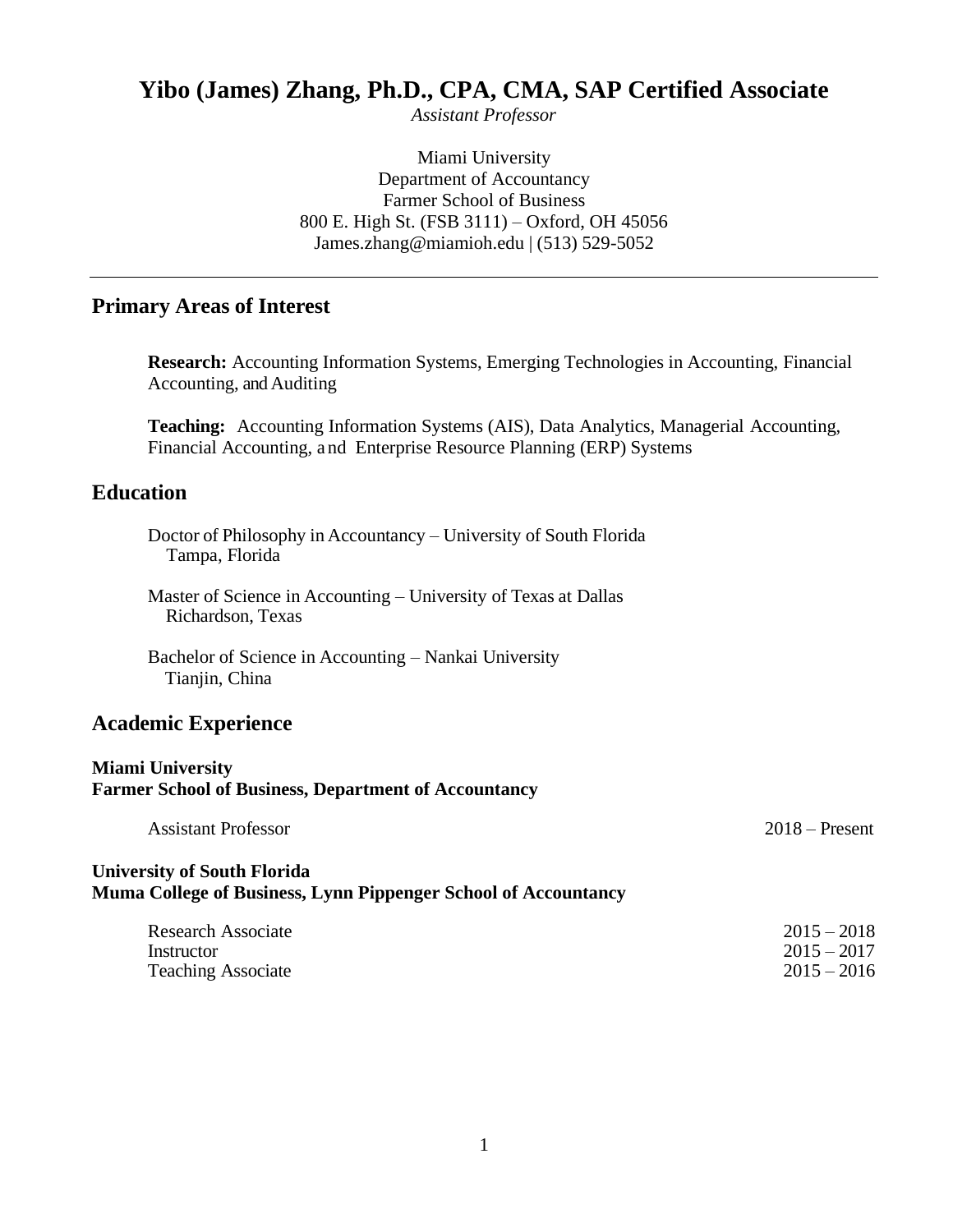# Yibo (James) Zhang, Ph.D., CPA, CMA, SAP Certified Associate

*Assistant Professor*

Miami University
Department of Accountancy
Farmer School of Business
800 E. High St. (FSB 3111) – Oxford, OH 45056
James.zhang@miamioh.edu | (513) 529-5052

---

## Primary Areas of Interest

**Research:** Accounting Information Systems, Emerging Technologies in Accounting, Financial Accounting, and Auditing

**Teaching:** Accounting Information Systems (AIS), Data Analytics, Managerial Accounting, Financial Accounting, and Enterprise Resource Planning (ERP) Systems

## Education

Doctor of Philosophy in Accountancy – University of South Florida
Tampa, Florida

Master of Science in Accounting – University of Texas at Dallas
Richardson, Texas

Bachelor of Science in Accounting – Nankai University
Tianjin, China

## Academic Experience

**Miami University**
**Farmer School of Business, Department of Accountancy**

| | |
|---|---|
| Assistant Professor | 2018 – Present |

**University of South Florida**
**Muma College of Business, Lynn Pippenger School of Accountancy**

| | |
|---|---|
| Research Associate | 2015 – 2018 |
| Instructor | 2015 – 2017 |
| Teaching Associate | 2015 – 2016 |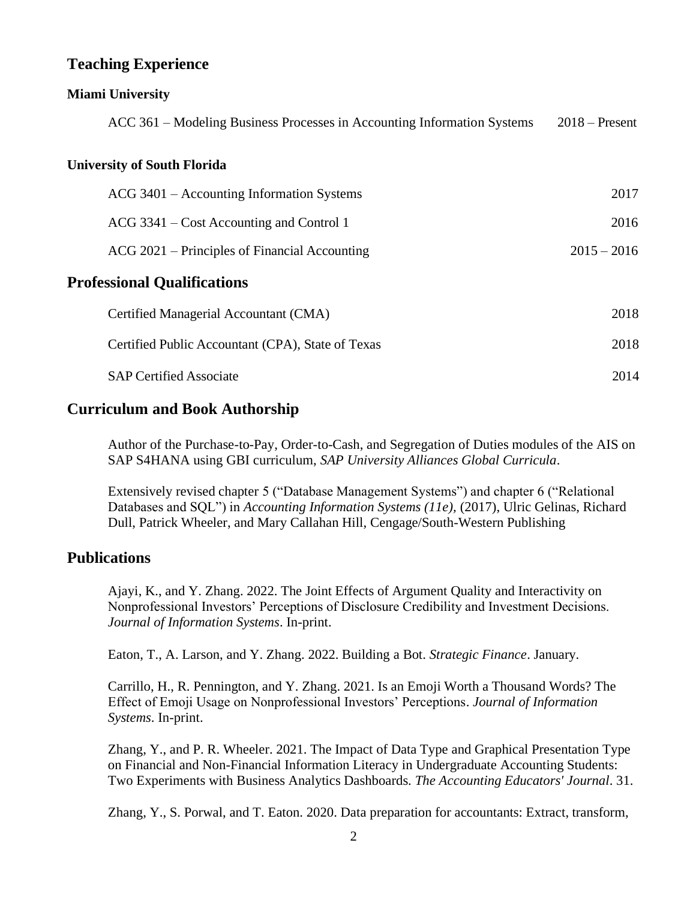## Teaching Experience

### Miami University

ACC 361 – Modeling Business Processes in Accounting Information Systems 2018 – Present

### University of South Florida

ACG 3401 – Accounting Information Systems 2017

ACG 3341 – Cost Accounting and Control 1 2016

ACG 2021 – Principles of Financial Accounting 2015 – 2016

## Professional Qualifications

Certified Managerial Accountant (CMA) 2018

Certified Public Accountant (CPA), State of Texas 2018

SAP Certified Associate 2014

## Curriculum and Book Authorship

Author of the Purchase-to-Pay, Order-to-Cash, and Segregation of Duties modules of the AIS on SAP S4HANA using GBI curriculum, *SAP University Alliances Global Curricula*.

Extensively revised chapter 5 ("Database Management Systems") and chapter 6 ("Relational Databases and SQL") in *Accounting Information Systems (11e)*, (2017), Ulric Gelinas, Richard Dull, Patrick Wheeler, and Mary Callahan Hill, Cengage/South-Western Publishing

## Publications

Ajayi, K., and Y. Zhang. 2022. The Joint Effects of Argument Quality and Interactivity on Nonprofessional Investors' Perceptions of Disclosure Credibility and Investment Decisions. *Journal of Information Systems*. In-print.

Eaton, T., A. Larson, and Y. Zhang. 2022. Building a Bot. *Strategic Finance*. January.

Carrillo, H., R. Pennington, and Y. Zhang. 2021. Is an Emoji Worth a Thousand Words? The Effect of Emoji Usage on Nonprofessional Investors' Perceptions. *Journal of Information Systems*. In-print.

Zhang, Y., and P. R. Wheeler. 2021. The Impact of Data Type and Graphical Presentation Type on Financial and Non-Financial Information Literacy in Undergraduate Accounting Students: Two Experiments with Business Analytics Dashboards. *The Accounting Educators' Journal*. 31.

Zhang, Y., S. Porwal, and T. Eaton. 2020. Data preparation for accountants: Extract, transform,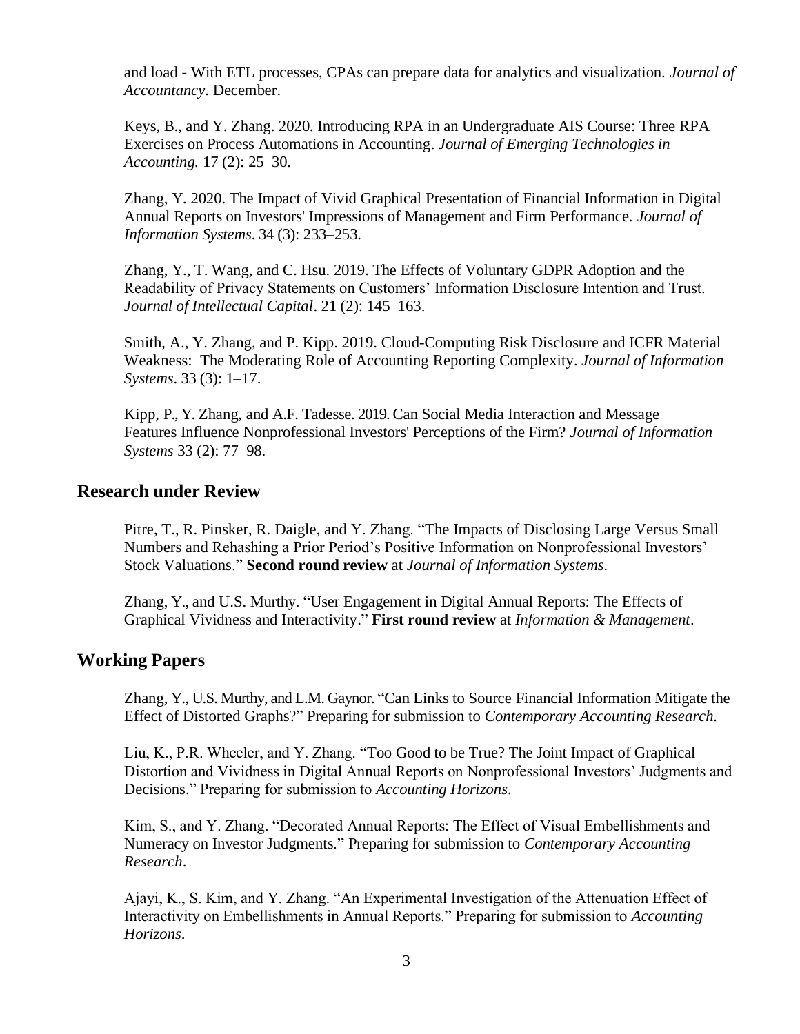and load - With ETL processes, CPAs can prepare data for analytics and visualization. *Journal of Accountancy*. December.

Keys, B., and Y. Zhang. 2020. Introducing RPA in an Undergraduate AIS Course: Three RPA Exercises on Process Automations in Accounting. *Journal of Emerging Technologies in Accounting.* 17 (2): 25–30.

Zhang, Y. 2020. The Impact of Vivid Graphical Presentation of Financial Information in Digital Annual Reports on Investors' Impressions of Management and Firm Performance. *Journal of Information Systems*. 34 (3): 233–253.

Zhang, Y., T. Wang, and C. Hsu. 2019. The Effects of Voluntary GDPR Adoption and the Readability of Privacy Statements on Customers' Information Disclosure Intention and Trust. *Journal of Intellectual Capital*. 21 (2): 145–163.

Smith, A., Y. Zhang, and P. Kipp. 2019. Cloud-Computing Risk Disclosure and ICFR Material Weakness: The Moderating Role of Accounting Reporting Complexity. *Journal of Information Systems*. 33 (3): 1–17.

Kipp, P., Y. Zhang, and A.F. Tadesse. 2019. Can Social Media Interaction and Message Features Influence Nonprofessional Investors' Perceptions of the Firm? *Journal of Information Systems* 33 (2): 77–98.

## Research under Review

Pitre, T., R. Pinsker, R. Daigle, and Y. Zhang. "The Impacts of Disclosing Large Versus Small Numbers and Rehashing a Prior Period's Positive Information on Nonprofessional Investors' Stock Valuations." **Second round review** at *Journal of Information Systems*.

Zhang, Y., and U.S. Murthy. "User Engagement in Digital Annual Reports: The Effects of Graphical Vividness and Interactivity." **First round review** at *Information & Management*.

## Working Papers

Zhang, Y., U.S. Murthy, and L.M. Gaynor. "Can Links to Source Financial Information Mitigate the Effect of Distorted Graphs?" Preparing for submission to *Contemporary Accounting Research.*

Liu, K., P.R. Wheeler, and Y. Zhang. "Too Good to be True? The Joint Impact of Graphical Distortion and Vividness in Digital Annual Reports on Nonprofessional Investors' Judgments and Decisions." Preparing for submission to *Accounting Horizons*.

Kim, S., and Y. Zhang. "Decorated Annual Reports: The Effect of Visual Embellishments and Numeracy on Investor Judgments." Preparing for submission to *Contemporary Accounting Research*.

Ajayi, K., S. Kim, and Y. Zhang. "An Experimental Investigation of the Attenuation Effect of Interactivity on Embellishments in Annual Reports." Preparing for submission to *Accounting Horizons*.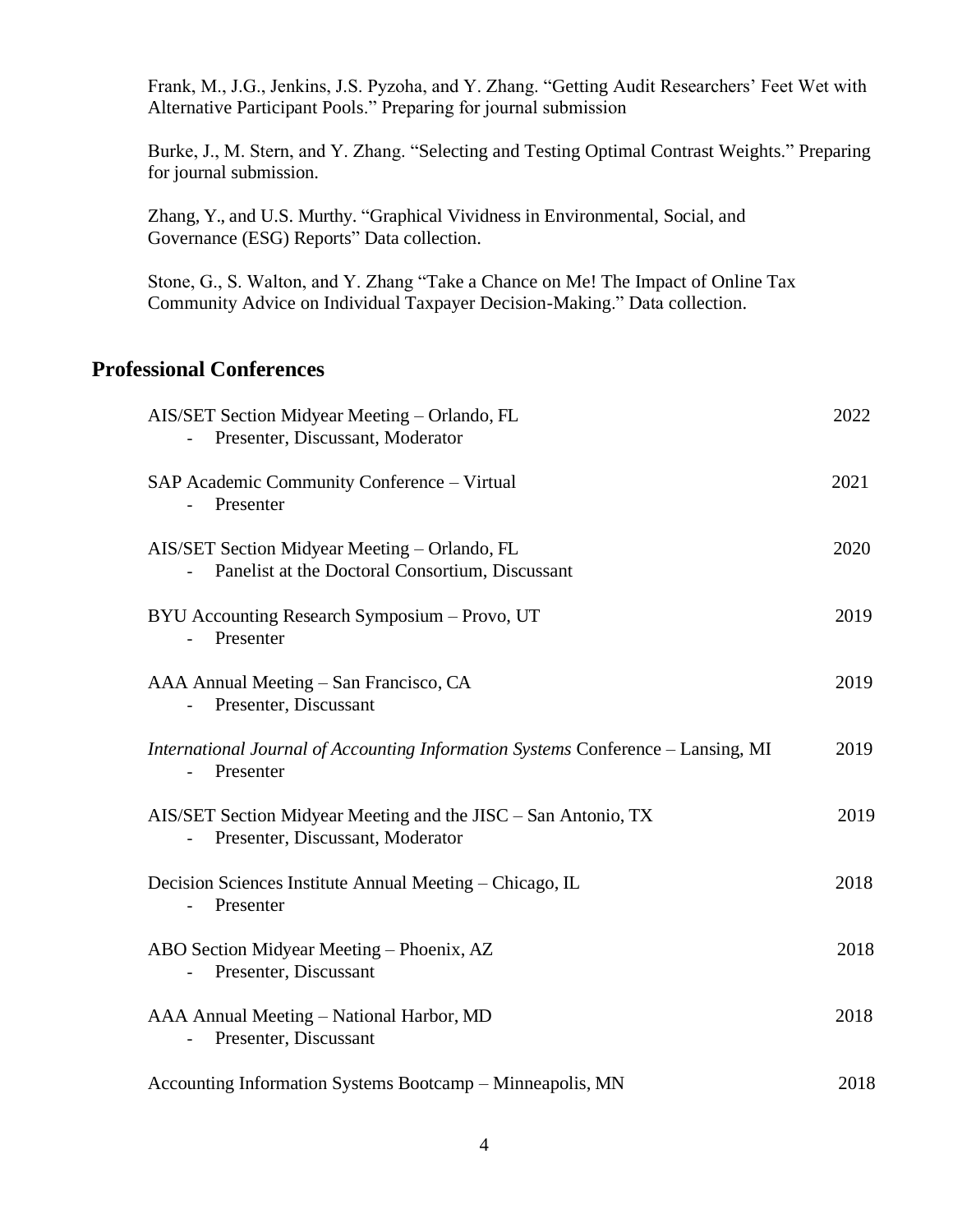Frank, M., J.G., Jenkins, J.S. Pyzoha, and Y. Zhang. "Getting Audit Researchers' Feet Wet with Alternative Participant Pools." Preparing for journal submission

Burke, J., M. Stern, and Y. Zhang. "Selecting and Testing Optimal Contrast Weights." Preparing for journal submission.

Zhang, Y., and U.S. Murthy. "Graphical Vividness in Environmental, Social, and Governance (ESG) Reports" Data collection.

Stone, G., S. Walton, and Y. Zhang "Take a Chance on Me! The Impact of Online Tax Community Advice on Individual Taxpayer Decision-Making." Data collection.

## Professional Conferences

AIS/SET Section Midyear Meeting – Orlando, FL — 2022
- Presenter, Discussant, Moderator

SAP Academic Community Conference – Virtual — 2021
- Presenter

AIS/SET Section Midyear Meeting – Orlando, FL — 2020
- Panelist at the Doctoral Consortium, Discussant

BYU Accounting Research Symposium – Provo, UT — 2019
- Presenter

AAA Annual Meeting – San Francisco, CA — 2019
- Presenter, Discussant

*International Journal of Accounting Information Systems* Conference – Lansing, MI — 2019
- Presenter

AIS/SET Section Midyear Meeting and the JISC – San Antonio, TX — 2019
- Presenter, Discussant, Moderator

Decision Sciences Institute Annual Meeting – Chicago, IL — 2018
- Presenter

ABO Section Midyear Meeting – Phoenix, AZ — 2018
- Presenter, Discussant

AAA Annual Meeting – National Harbor, MD — 2018
- Presenter, Discussant

Accounting Information Systems Bootcamp – Minneapolis, MN — 2018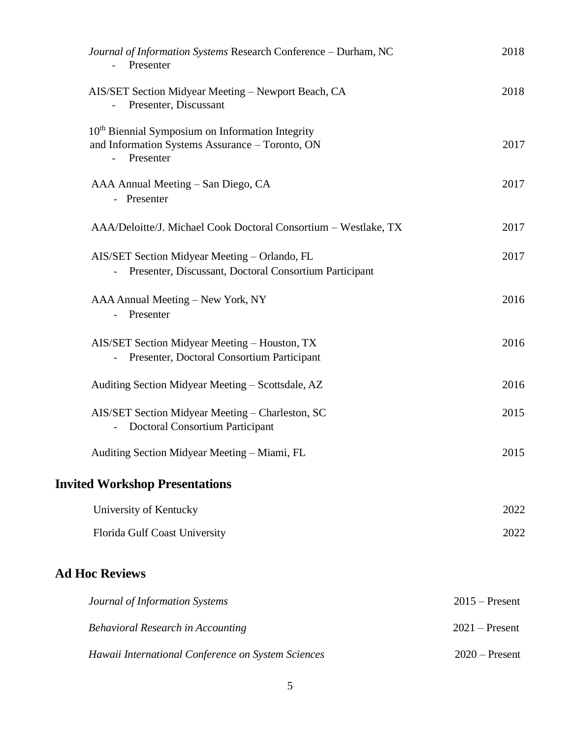*Journal of Information Systems* Research Conference – Durham, NC — 2018
- Presenter

AIS/SET Section Midyear Meeting – Newport Beach, CA — 2018
- Presenter, Discussant

10th Biennial Symposium on Information Integrity and Information Systems Assurance – Toronto, ON — 2017
- Presenter

AAA Annual Meeting – San Diego, CA — 2017
- Presenter

AAA/Deloitte/J. Michael Cook Doctoral Consortium – Westlake, TX — 2017

AIS/SET Section Midyear Meeting – Orlando, FL — 2017
- Presenter, Discussant, Doctoral Consortium Participant

AAA Annual Meeting – New York, NY — 2016
- Presenter

AIS/SET Section Midyear Meeting – Houston, TX — 2016
- Presenter, Doctoral Consortium Participant

Auditing Section Midyear Meeting – Scottsdale, AZ — 2016

AIS/SET Section Midyear Meeting – Charleston, SC — 2015
- Doctoral Consortium Participant

Auditing Section Midyear Meeting – Miami, FL — 2015

## Invited Workshop Presentations

University of Kentucky — 2022

Florida Gulf Coast University — 2022

## Ad Hoc Reviews

*Journal of Information Systems* — 2015 – Present

*Behavioral Research in Accounting* — 2021 – Present

*Hawaii International Conference on System Sciences* — 2020 – Present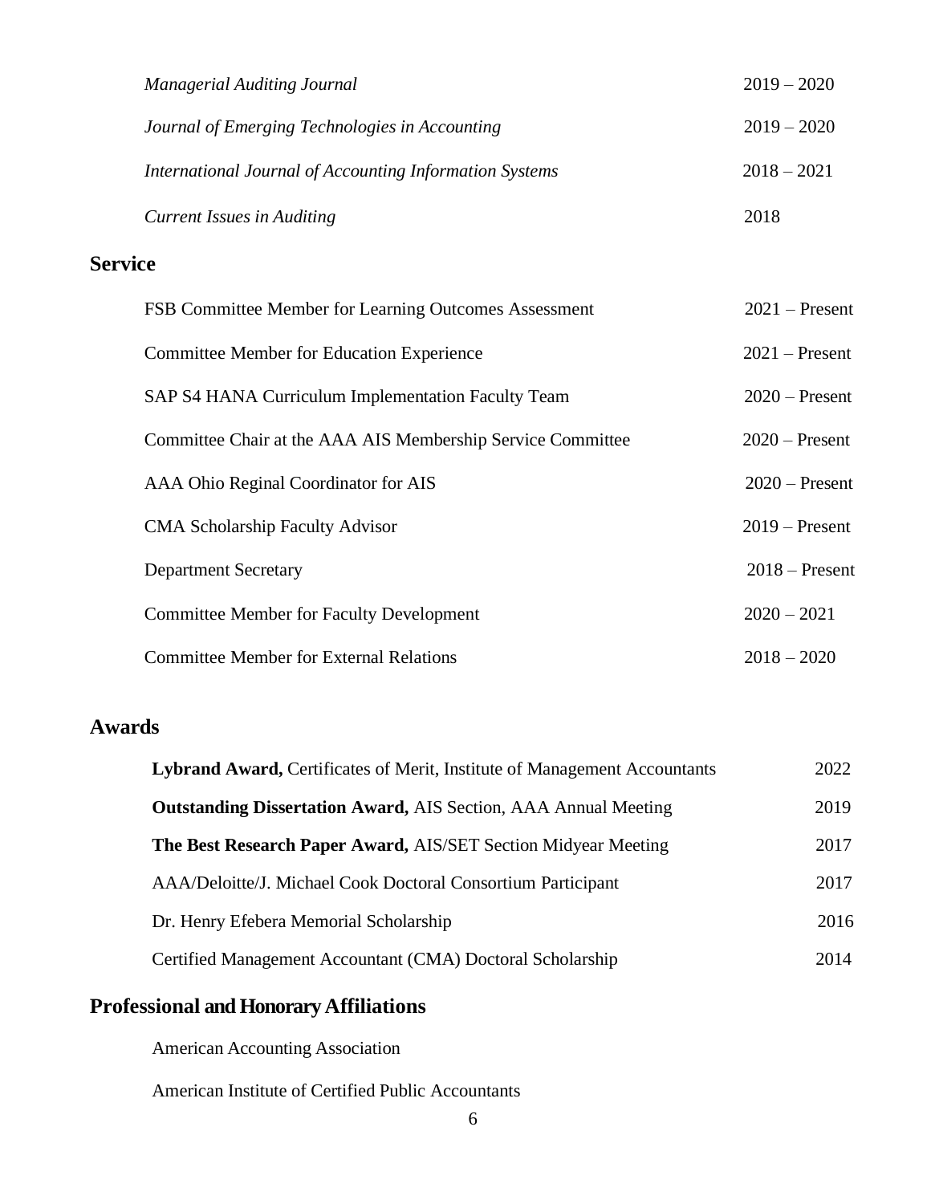| | |
|---|---|
| *Managerial Auditing Journal* | 2019 – 2020 |
| *Journal of Emerging Technologies in Accounting* | 2019 – 2020 |
| *International Journal of Accounting Information Systems* | 2018 – 2021 |
| *Current Issues in Auditing* | 2018 |

## Service

| | |
|---|---|
| FSB Committee Member for Learning Outcomes Assessment | 2021 – Present |
| Committee Member for Education Experience | 2021 – Present |
| SAP S4 HANA Curriculum Implementation Faculty Team | 2020 – Present |
| Committee Chair at the AAA AIS Membership Service Committee | 2020 – Present |
| AAA Ohio Reginal Coordinator for AIS | 2020 – Present |
| CMA Scholarship Faculty Advisor | 2019 – Present |
| Department Secretary | 2018 – Present |
| Committee Member for Faculty Development | 2020 – 2021 |
| Committee Member for External Relations | 2018 – 2020 |

## Awards

| | |
|---|---|
| **Lybrand Award,** Certificates of Merit, Institute of Management Accountants | 2022 |
| **Outstanding Dissertation Award,** AIS Section, AAA Annual Meeting | 2019 |
| **The Best Research Paper Award,** AIS/SET Section Midyear Meeting | 2017 |
| AAA/Deloitte/J. Michael Cook Doctoral Consortium Participant | 2017 |
| Dr. Henry Efebera Memorial Scholarship | 2016 |
| Certified Management Accountant (CMA) Doctoral Scholarship | 2014 |

## Professional and Honorary Affiliations

American Accounting Association

American Institute of Certified Public Accountants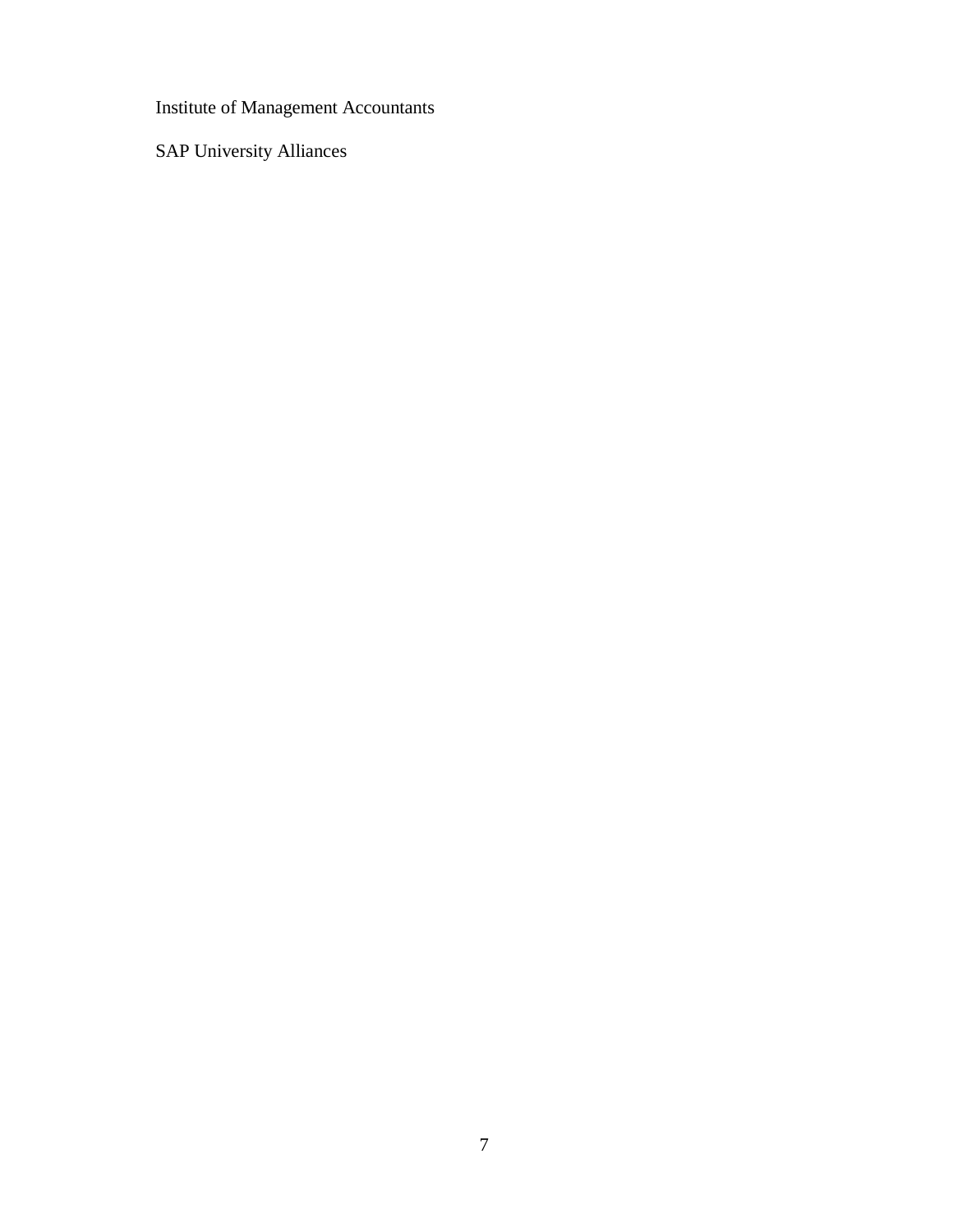Institute of Management Accountants

SAP University Alliances